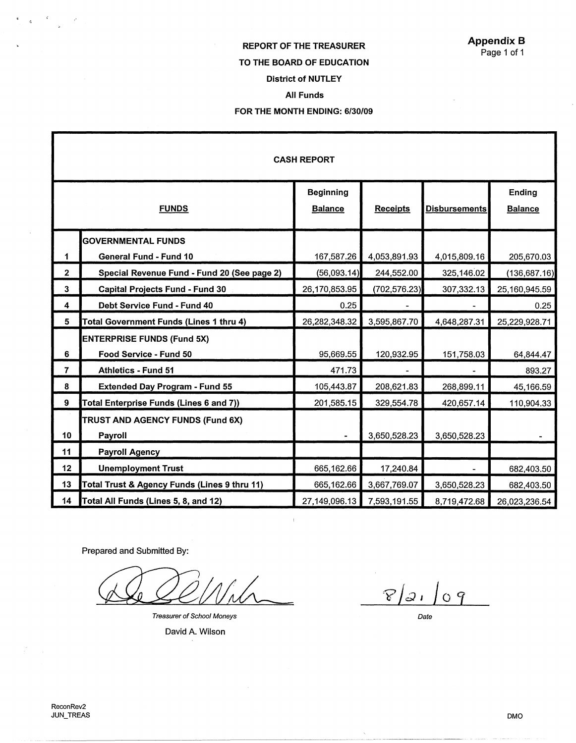**Appendix B**
Page 1 of 1

**REPORT OF THE TREASURER**

**TO THE BOARD OF EDUCATION**

**District of NUTLEY**

**All Funds**

**FOR THE MONTH ENDING: 6/30/09**

| | CASH REPORT | | | | |
|---|---|---|---|---|---|
| | **FUNDS** | **Beginning Balance** | **Receipts** | **Disbursements** | **Ending Balance** |
| | **GOVERNMENTAL FUNDS** | | | | |
| 1 | General Fund - Fund 10 | 167,587.26 | 4,053,891.93 | 4,015,809.16 | 205,670.03 |
| 2 | Special Revenue Fund - Fund 20 (See page 2) | (56,093.14) | 244,552.00 | 325,146.02 | (136,687.16) |
| 3 | Capital Projects Fund - Fund 30 | 26,170,853.95 | (702,576.23) | 307,332.13 | 25,160,945.59 |
| 4 | Debt Service Fund - Fund 40 | 0.25 | - | - | 0.25 |
| 5 | **Total Government Funds (Lines 1 thru 4)** | 26,282,348.32 | 3,595,867.70 | 4,648,287.31 | 25,229,928.71 |
| | **ENTERPRISE FUNDS (Fund 5X)** | | | | |
| 6 | Food Service - Fund 50 | 95,669.55 | 120,932.95 | 151,758.03 | 64,844.47 |
| 7 | Athletics - Fund 51 | 471.73 | - | - | 893.27 |
| 8 | Extended Day Program - Fund 55 | 105,443.87 | 208,621.83 | 268,899.11 | 45,166.59 |
| 9 | **Total Enterprise Funds (Lines 6 and 7))** | 201,585.15 | 329,554.78 | 420,657.14 | 110,904.33 |
| | **TRUST AND AGENCY FUNDS (Fund 6X)** | | | | |
| 10 | Payroll | - | 3,650,528.23 | 3,650,528.23 | - |
| 11 | Payroll Agency | | | | |
| 12 | Unemployment Trust | 665,162.66 | 17,240.84 | - | 682,403.50 |
| 13 | **Total Trust & Agency Funds (Lines 9 thru 11)** | 665,162.66 | 3,667,769.07 | 3,650,528.23 | 682,403.50 |
| 14 | **Total All Funds (Lines 5, 8, and 12)** | 27,149,096.13 | 7,593,191.55 | 8,719,472.68 | 26,023,236.54 |

Prepared and Submitted By:

*Treasurer of School Moneys*

David A. Wilson

8/21/09

*Date*

ReconRev2
JUN_TREAS

DMO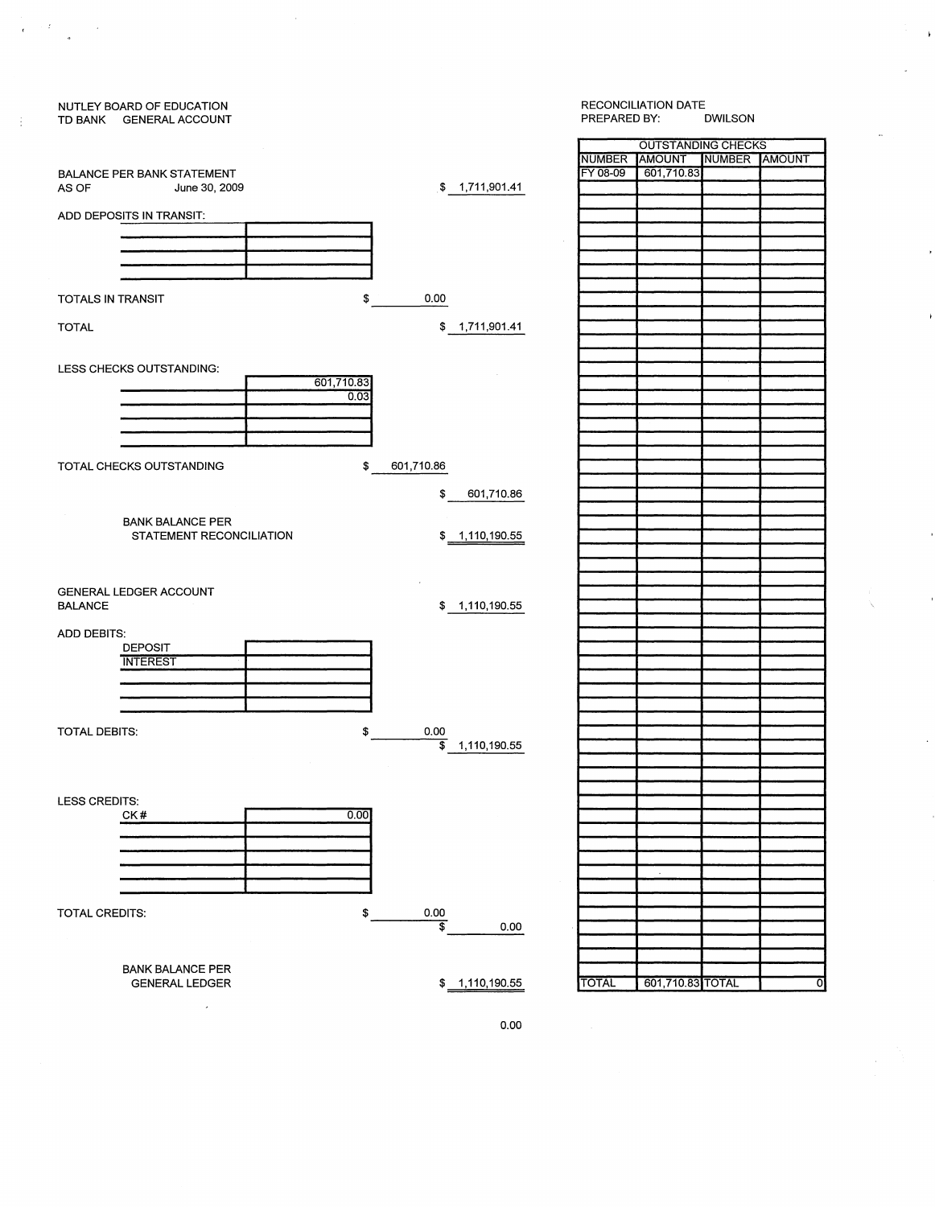NUTLEY BOARD OF EDUCATION
TD BANK GENERAL ACCOUNT

RECONCILIATION DATE
PREPARED BY: DWILSON

BALANCE PER BANK STATEMENT
AS OF June 30, 2009 — $ 1,711,901.41

ADD DEPOSITS IN TRANSIT:

| | |
|---|---|
| | |
| | |
| | |
| | |

TOTALS IN TRANSIT — $ 0.00

TOTAL — $ 1,711,901.41

LESS CHECKS OUTSTANDING:

| | |
|---|---|
| | 601,710.83 |
| | 0.03 |
| | |
| | |
| | |

TOTAL CHECKS OUTSTANDING — $ 601,710.86

$ 601,710.86

BANK BALANCE PER
STATEMENT RECONCILIATION — $ 1,110,190.55

GENERAL LEDGER ACCOUNT
BALANCE — $ 1,110,190.55

ADD DEBITS:

| | |
|---|---|
| DEPOSIT | |
| INTEREST | |
| | |
| | |
| | |

TOTAL DEBITS: — $ 0.00

$ 1,110,190.55

LESS CREDITS:

| | |
|---|---|
| CK # | 0.00 |
| | |
| | |
| | |
| | |
| | |

TOTAL CREDITS: — $ 0.00

$ 0.00

BANK BALANCE PER
GENERAL LEDGER — $ 1,110,190.55

0.00

| OUTSTANDING CHECKS | | | |
|---|---|---|---|
| NUMBER | AMOUNT | NUMBER | AMOUNT |
| FY 08-09 | 601,710.83 | | |
| TOTAL | 601,710.83 | TOTAL | 0 |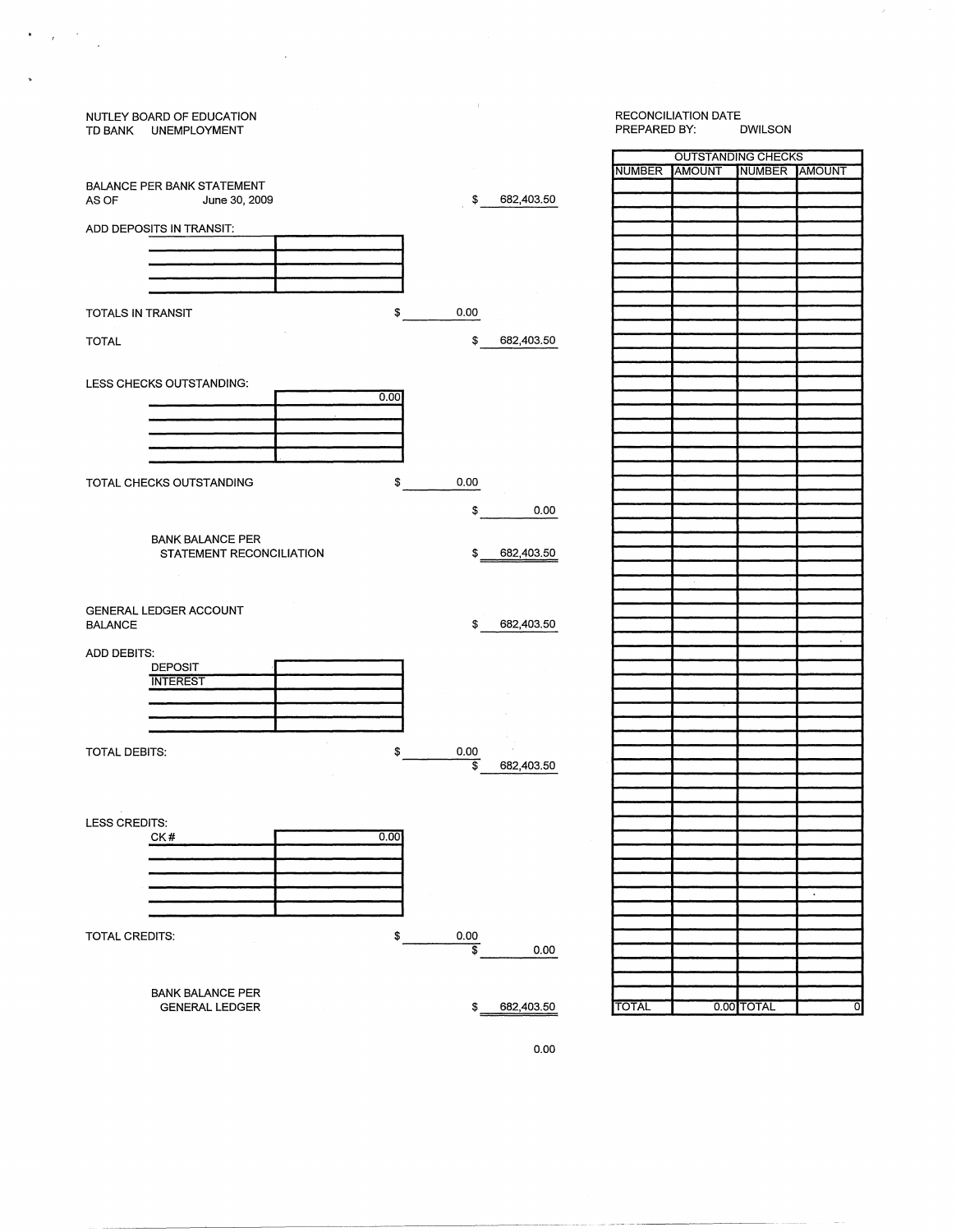NUTLEY BOARD OF EDUCATION
TD BANK UNEMPLOYMENT

RECONCILIATION DATE
PREPARED BY: DWILSON

| | | |
|---|---|---|
| BALANCE PER BANK STATEMENT AS OF June 30, 2009 | | $ 682,403.50 |
| ADD DEPOSITS IN TRANSIT: | | |
| TOTALS IN TRANSIT | $ 0.00 | |
| TOTAL | | $ 682,403.50 |
| LESS CHECKS OUTSTANDING: | 0.00 | |
| TOTAL CHECKS OUTSTANDING | $ 0.00 | |
| | | $ 0.00 |
| BANK BALANCE PER STATEMENT RECONCILIATION | | $ 682,403.50 |
| GENERAL LEDGER ACCOUNT BALANCE | | $ 682,403.50 |
| ADD DEBITS: DEPOSIT, INTEREST | | |
| TOTAL DEBITS: | $ 0.00 | $ 682,403.50 |
| LESS CREDITS: CK# | 0.00 | |
| TOTAL CREDITS: | $ 0.00 | $ 0.00 |
| BANK BALANCE PER GENERAL LEDGER | | $ 682,403.50 |

0.00

| OUTSTANDING CHECKS | | | |
|---|---|---|---|
| NUMBER | AMOUNT | NUMBER | AMOUNT |
| TOTAL | 0.00 | TOTAL | 0 |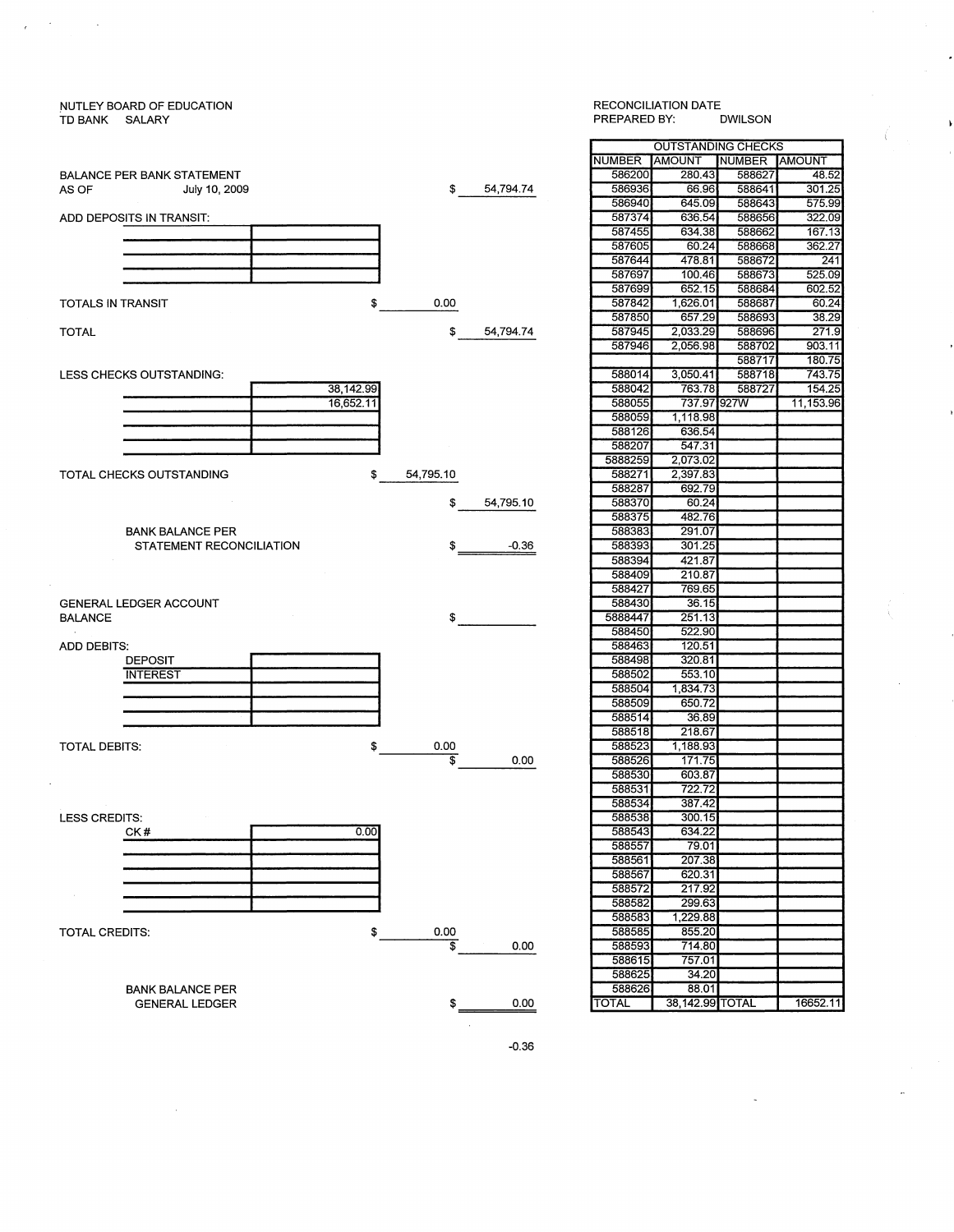NUTLEY BOARD OF EDUCATION
TD BANK SALARY

RECONCILIATION DATE
PREPARED BY: DWILSON

BALANCE PER BANK STATEMENT
AS OF July 10, 2009 $ 54,794.74

ADD DEPOSITS IN TRANSIT:

TOTALS IN TRANSIT $ 0.00

TOTAL $ 54,794.74

LESS CHECKS OUTSTANDING:

| | |
|---|---|
| | 38,142.99 |
| | 16,652.11 |

TOTAL CHECKS OUTSTANDING $ 54,795.10

$ 54,795.10

BANK BALANCE PER STATEMENT RECONCILIATION $ -0.36

GENERAL LEDGER ACCOUNT BALANCE $

ADD DEBITS:

| | |
|---|---|
| DEPOSIT | |
| INTEREST | |

TOTAL DEBITS: $ 0.00 $ 0.00

LESS CREDITS:

| | |
|---|---|
| CK # | 0.00 |

TOTAL CREDITS: $ 0.00 $ 0.00

BANK BALANCE PER GENERAL LEDGER $ 0.00

-0.36

| OUTSTANDING CHECKS | | | |
|---|---|---|---|
| NUMBER | AMOUNT | NUMBER | AMOUNT |
| 586200 | 280.43 | 588627 | 48.52 |
| 586936 | 66.96 | 588641 | 301.25 |
| 586940 | 645.09 | 588643 | 575.99 |
| 587374 | 636.54 | 588656 | 322.09 |
| 587455 | 634.38 | 588662 | 167.13 |
| 587605 | 60.24 | 588668 | 362.27 |
| 587644 | 478.81 | 588672 | 241 |
| 587697 | 100.46 | 588673 | 525.09 |
| 587699 | 652.15 | 588684 | 602.52 |
| 587842 | 1,626.01 | 588687 | 60.24 |
| 587850 | 657.29 | 588693 | 38.29 |
| 587945 | 2,033.29 | 588696 | 271.9 |
| 587946 | 2,056.98 | 588702 | 903.11 |
| | | 588717 | 180.75 |
| 588014 | 3,050.41 | 588718 | 743.75 |
| 588042 | 763.78 | 588727 | 154.25 |
| 588055 | 737.97 | 927W | 11,153.96 |
| 588059 | 1,118.98 | | |
| 588126 | 636.54 | | |
| 588207 | 547.31 | | |
| 5888259 | 2,073.02 | | |
| 588271 | 2,397.83 | | |
| 588287 | 692.79 | | |
| 588370 | 60.24 | | |
| 588375 | 482.76 | | |
| 588383 | 291.07 | | |
| 588393 | 301.25 | | |
| 588394 | 421.87 | | |
| 588409 | 210.87 | | |
| 588427 | 769.65 | | |
| 588430 | 36.15 | | |
| 5888447 | 251.13 | | |
| 588450 | 522.90 | | |
| 588463 | 120.51 | | |
| 588498 | 320.81 | | |
| 588502 | 553.10 | | |
| 588504 | 1,834.73 | | |
| 588509 | 650.72 | | |
| 588514 | 36.89 | | |
| 588518 | 218.67 | | |
| 588523 | 1,188.93 | | |
| 588526 | 171.75 | | |
| 588530 | 603.87 | | |
| 588531 | 722.72 | | |
| 588534 | 387.42 | | |
| 588538 | 300.15 | | |
| 588543 | 634.22 | | |
| 588557 | 79.01 | | |
| 588561 | 207.38 | | |
| 588567 | 620.31 | | |
| 588572 | 217.92 | | |
| 588582 | 299.63 | | |
| 588583 | 1,229.88 | | |
| 588585 | 855.20 | | |
| 588593 | 714.80 | | |
| 588615 | 757.01 | | |
| 588625 | 34.20 | | |
| 588626 | 88.01 | | |
| TOTAL | 38,142.99 | TOTAL | 16652.11 |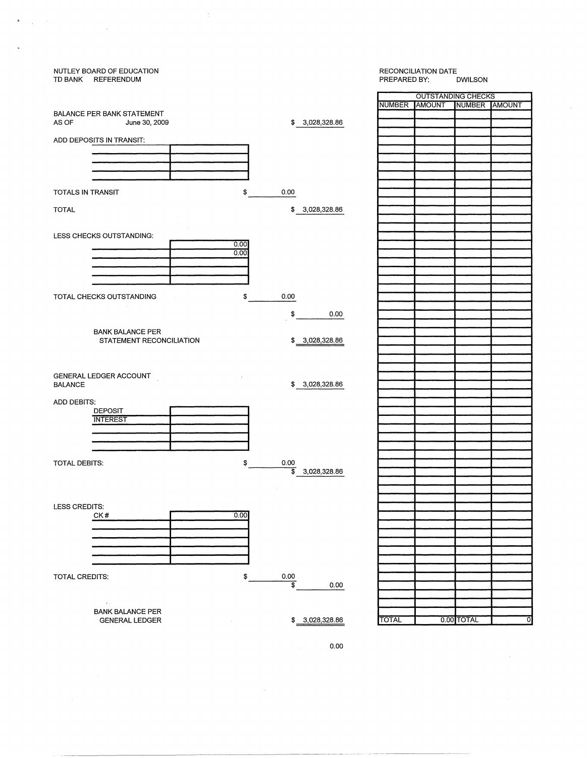NUTLEY BOARD OF EDUCATION
TD BANK REFERENDUM

RECONCILIATION DATE
PREPARED BY: DWILSON

BALANCE PER BANK STATEMENT
AS OF June 30, 2009 — $ 3,028,328.86

ADD DEPOSITS IN TRANSIT:

| | |
|---|---|
| | |
| | |
| | |
| | |

TOTALS IN TRANSIT — $ 0.00

TOTAL — $ 3,028,328.86

LESS CHECKS OUTSTANDING:

| | |
|---|---|
| | 0.00 |
| | 0.00 |
| | |
| | |
| | |

TOTAL CHECKS OUTSTANDING — $ 0.00

$ 0.00

BANK BALANCE PER STATEMENT RECONCILIATION — $ 3,028,328.86

GENERAL LEDGER ACCOUNT BALANCE — $ 3,028,328.86

ADD DEBITS:

| | |
|---|---|
| DEPOSIT | |
| INTEREST | |
| | |
| | |
| | |

TOTAL DEBITS: — $ 0.00

$ 3,028,328.86

LESS CREDITS:

| | |
|---|---|
| CK# | 0.00 |
| | |
| | |
| | |
| | |
| | |

TOTAL CREDITS: — $ 0.00

$ 0.00

BANK BALANCE PER GENERAL LEDGER — $ 3,028,328.86

0.00

| OUTSTANDING CHECKS | | | |
|---|---|---|---|
| NUMBER | AMOUNT | NUMBER | AMOUNT |
| TOTAL | 0.00 | TOTAL | 0 |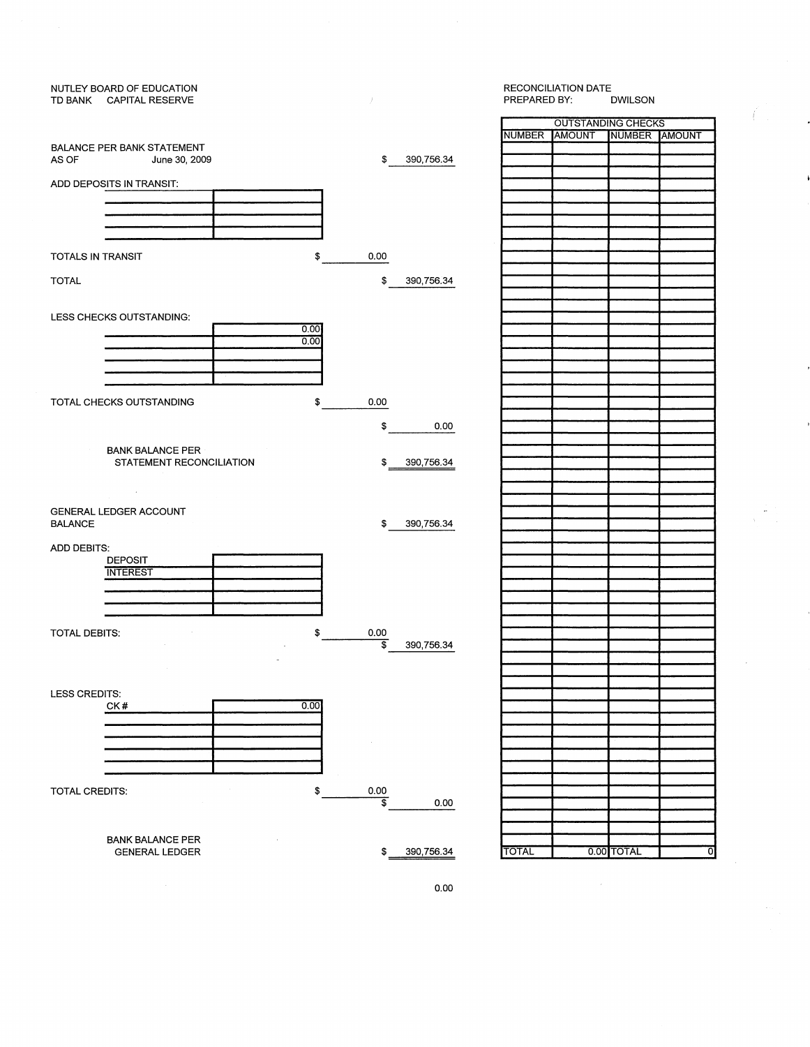NUTLEY BOARD OF EDUCATION
TD BANK CAPITAL RESERVE

RECONCILIATION DATE
PREPARED BY: DWILSON

BALANCE PER BANK STATEMENT
AS OF June 30, 2009 $ 390,756.34

ADD DEPOSITS IN TRANSIT:

| | |
|---|---|
| | |
| | |
| | |
| | |

TOTALS IN TRANSIT $ 0.00

TOTAL $ 390,756.34

LESS CHECKS OUTSTANDING:

| | |
|---|---|
| | 0.00 |
| | 0.00 |
| | |
| | |
| | |

TOTAL CHECKS OUTSTANDING $ 0.00

$ 0.00

BANK BALANCE PER STATEMENT RECONCILIATION $ 390,756.34

GENERAL LEDGER ACCOUNT BALANCE $ 390,756.34

ADD DEBITS:

| | |
|---|---|
| DEPOSIT | |
| INTEREST | |
| | |
| | |
| | |

TOTAL DEBITS: $ 0.00

$ 390,756.34

LESS CREDITS:

| | |
|---|---|
| CK # | 0.00 |
| | |
| | |
| | |
| | |
| | |

TOTAL CREDITS: $ 0.00

$ 0.00

BANK BALANCE PER GENERAL LEDGER $ 390,756.34

0.00

| OUTSTANDING CHECKS | | | |
|---|---|---|---|
| NUMBER | AMOUNT | NUMBER | AMOUNT |
| TOTAL | 0.00 | TOTAL | 0 |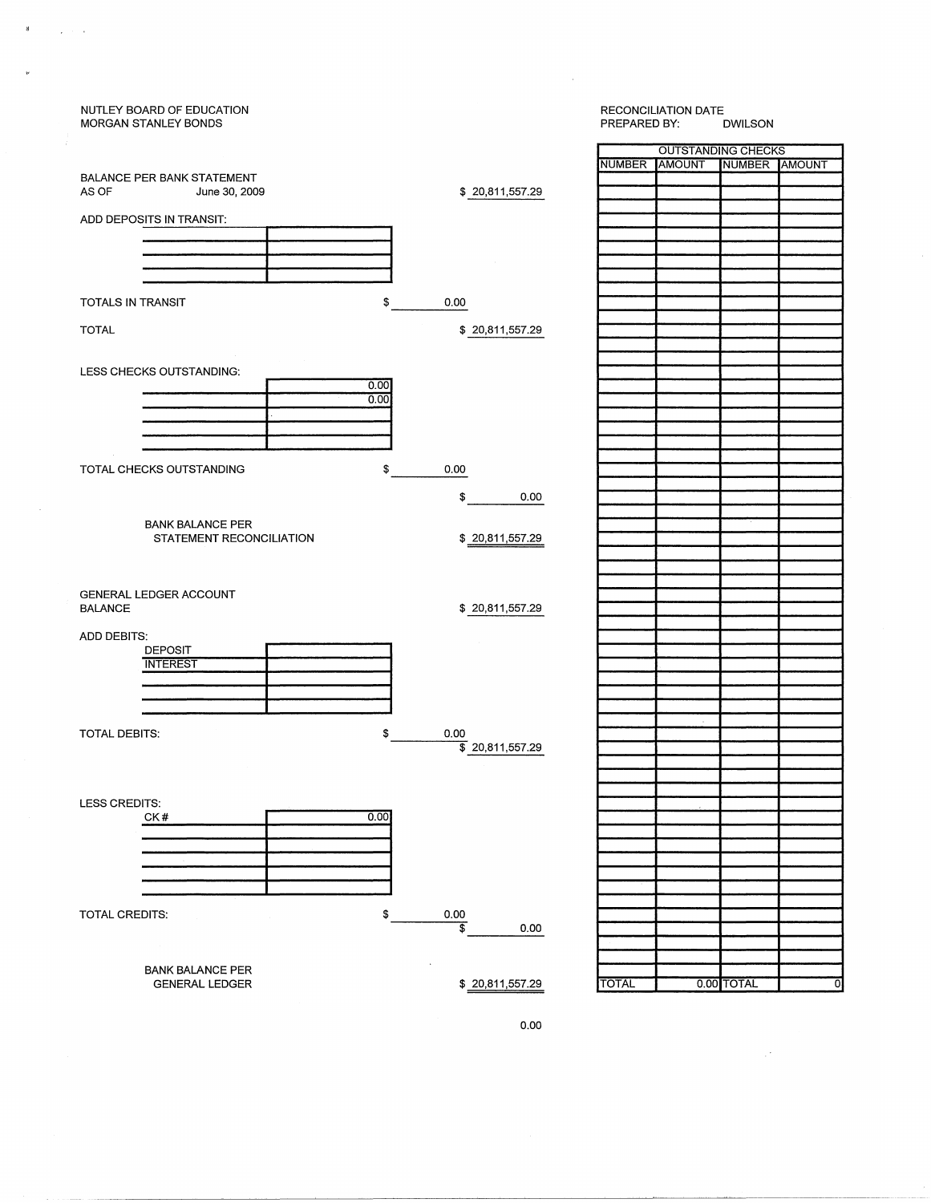NUTLEY BOARD OF EDUCATION
MORGAN STANLEY BONDS

RECONCILIATION DATE
PREPARED BY: DWILSON

BALANCE PER BANK STATEMENT
AS OF June 30, 2009 — $ 20,811,557.29

ADD DEPOSITS IN TRANSIT:

| | |
|---|---|
| | |
| | |
| | |

TOTALS IN TRANSIT — $ 0.00

TOTAL — $ 20,811,557.29

LESS CHECKS OUTSTANDING:

| | |
|---|---|
| | 0.00 |
| | 0.00 |
| | |
| | |
| | |

TOTAL CHECKS OUTSTANDING — $ 0.00

$ 0.00

BANK BALANCE PER STATEMENT RECONCILIATION — $ 20,811,557.29

GENERAL LEDGER ACCOUNT BALANCE — $ 20,811,557.29

ADD DEBITS:

| | |
|---|---|
| DEPOSIT | |
| INTEREST | |
| | |
| | |
| | |

TOTAL DEBITS: — $ 0.00

$ 20,811,557.29

LESS CREDITS:

| | |
|---|---|
| CK # | 0.00 |
| | |
| | |
| | |
| | |
| | |

TOTAL CREDITS: — $ 0.00

$ 0.00

BANK BALANCE PER GENERAL LEDGER — $ 20,811,557.29

0.00

| OUTSTANDING CHECKS | | | |
|---|---|---|---|
| NUMBER | AMOUNT | NUMBER | AMOUNT |
| TOTAL | 0.00 | TOTAL | 0 |